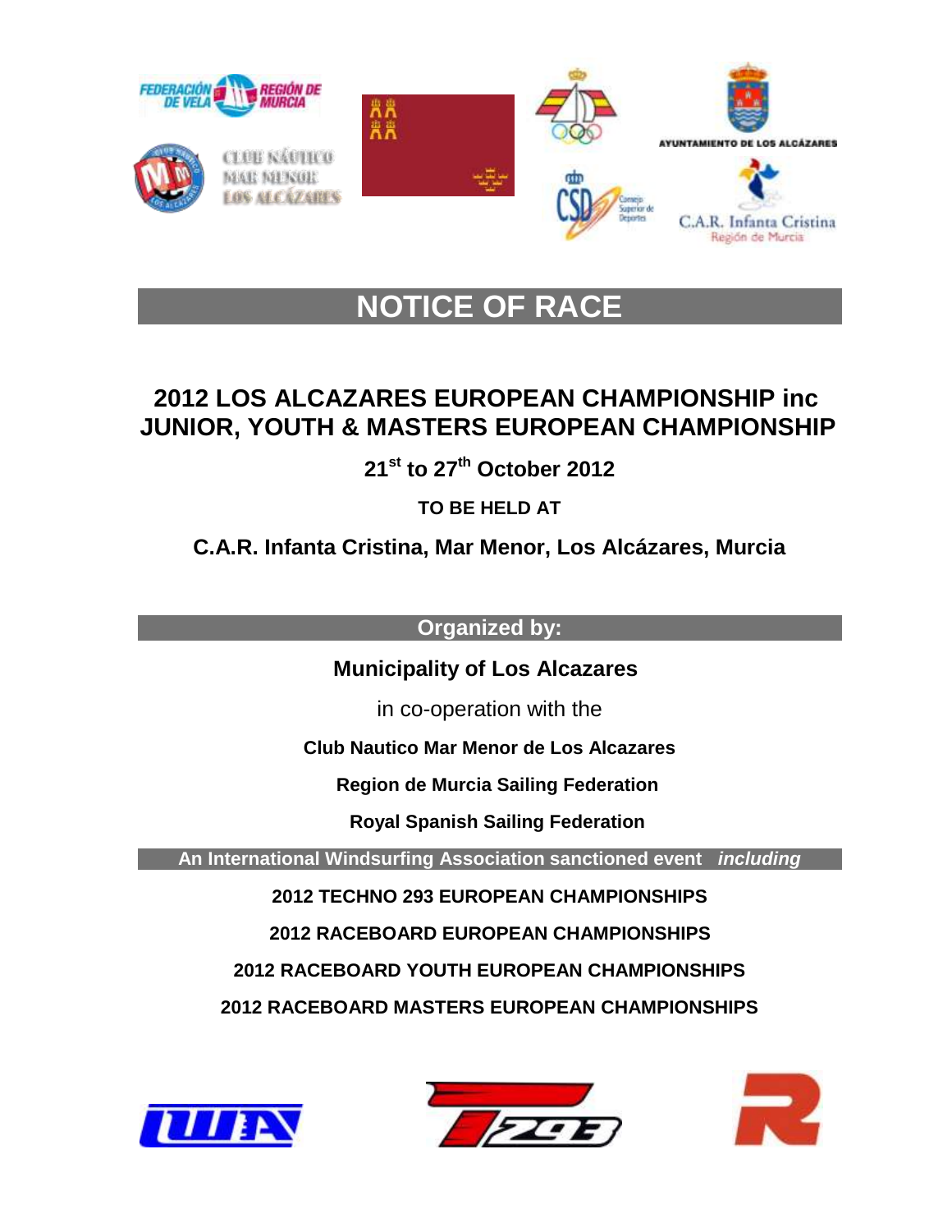# NOTICE OF RACE

## 2012 LOS ALCAZARES EUROPEAN CHAMPIONSHIP inc JUNIOR, YOUTH & MASTERS EUROPEAN CHAMPIONSHIP

**21st to 27th October 2012**

**TO BE HELD AT**

**C.A.R. Infanta Cristina, Mar Menor, Los Alcázares, Murcia**

## Organized by:

**Municipality of Los Alcazares**

in co-operation with the

**Club Nautico Mar Menor de Los Alcazares**

**Region de Murcia Sailing Federation**

**Royal Spanish Sailing Federation**

**An International Windsurfing Association sanctioned event** ***including***

**2012 TECHNO 293 EUROPEAN CHAMPIONSHIPS**

**2012 RACEBOARD EUROPEAN CHAMPIONSHIPS**

**2012 RACEBOARD YOUTH EUROPEAN CHAMPIONSHIPS**

**2012 RACEBOARD MASTERS EUROPEAN CHAMPIONSHIPS**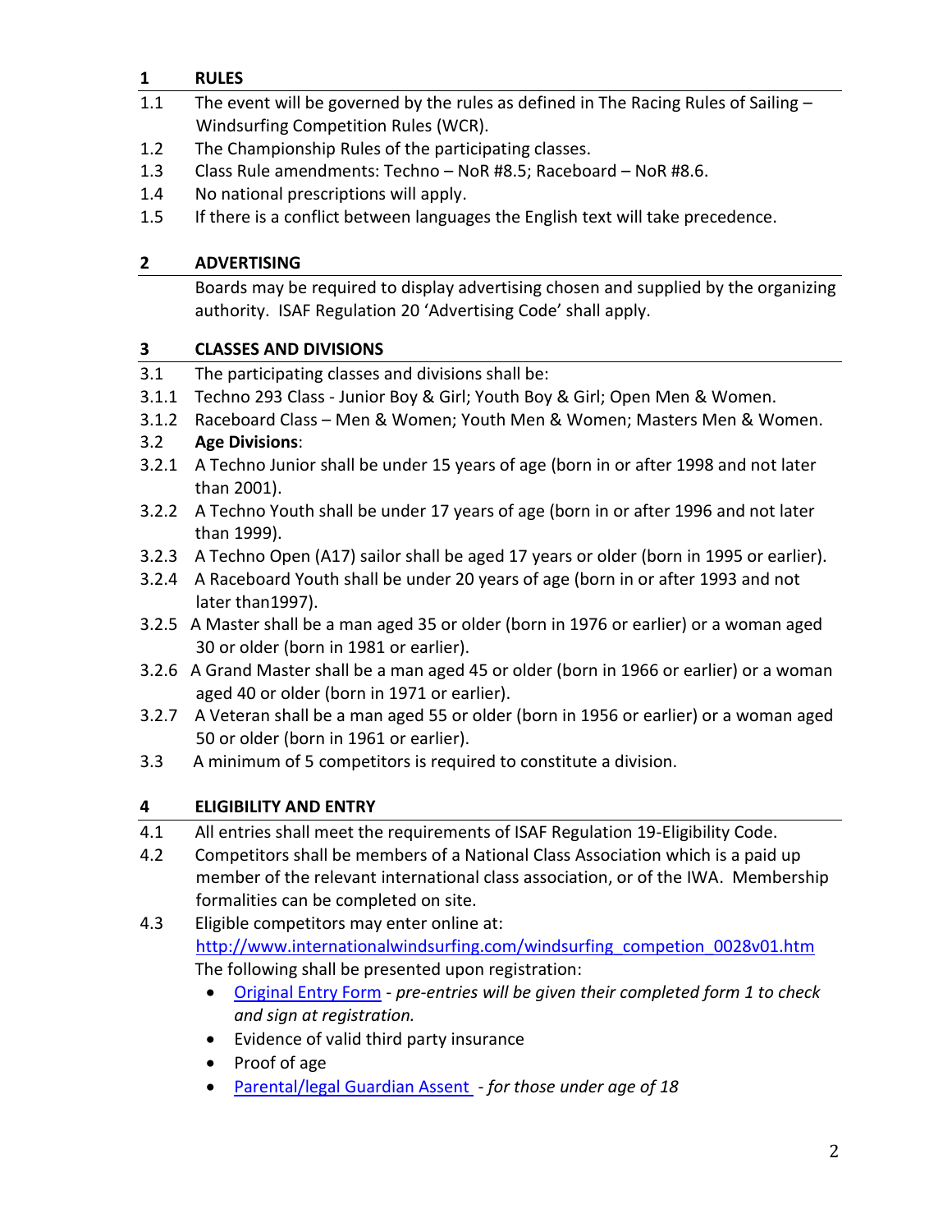## 1 RULES

1.1 The event will be governed by the rules as defined in The Racing Rules of Sailing – Windsurfing Competition Rules (WCR).

1.2 The Championship Rules of the participating classes.

1.3 Class Rule amendments: Techno – NoR #8.5; Raceboard – NoR #8.6.

1.4 No national prescriptions will apply.

1.5 If there is a conflict between languages the English text will take precedence.

## 2 ADVERTISING

Boards may be required to display advertising chosen and supplied by the organizing authority. ISAF Regulation 20 'Advertising Code' shall apply.

## 3 CLASSES AND DIVISIONS

3.1 The participating classes and divisions shall be:

3.1.1 Techno 293 Class - Junior Boy & Girl; Youth Boy & Girl; Open Men & Women.

3.1.2 Raceboard Class – Men & Women; Youth Men & Women; Masters Men & Women.

3.2 **Age Divisions**:

3.2.1 A Techno Junior shall be under 15 years of age (born in or after 1998 and not later than 2001).

3.2.2 A Techno Youth shall be under 17 years of age (born in or after 1996 and not later than 1999).

3.2.3 A Techno Open (A17) sailor shall be aged 17 years or older (born in 1995 or earlier).

3.2.4 A Raceboard Youth shall be under 20 years of age (born in or after 1993 and not later than1997).

3.2.5 A Master shall be a man aged 35 or older (born in 1976 or earlier) or a woman aged 30 or older (born in 1981 or earlier).

3.2.6 A Grand Master shall be a man aged 45 or older (born in 1966 or earlier) or a woman aged 40 or older (born in 1971 or earlier).

3.2.7 A Veteran shall be a man aged 55 or older (born in 1956 or earlier) or a woman aged 50 or older (born in 1961 or earlier).

3.3 A minimum of 5 competitors is required to constitute a division.

## 4 ELIGIBILITY AND ENTRY

4.1 All entries shall meet the requirements of ISAF Regulation 19-Eligibility Code.

4.2 Competitors shall be members of a National Class Association which is a paid up member of the relevant international class association, or of the IWA. Membership formalities can be completed on site.

4.3 Eligible competitors may enter online at: [http://www.internationalwindsurfing.com/windsurfing_competion_0028v01.htm](http://www.internationalwindsurfing.com/windsurfing_competion_0028v01.htm)
The following shall be presented upon registration:

- Original Entry Form - *pre-entries will be given their completed form 1 to check and sign at registration.*
- Evidence of valid third party insurance
- Proof of age
- Parental/legal Guardian Assent - *for those under age of 18*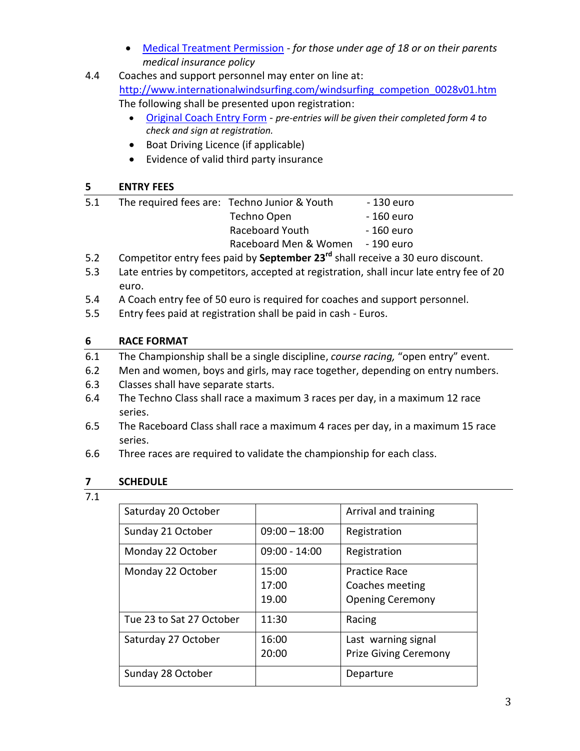- [Medical Treatment Permission](#) - *for those under age of 18 or on their parents medical insurance policy*

4.4 Coaches and support personnel may enter on line at: http://www.internationalwindsurfing.com/windsurfing_competion_0028v01.htm
The following shall be presented upon registration:

- [Original Coach Entry Form](#) - *pre-entries will be given their completed form 4 to check and sign at registration.*
- Boat Driving Licence (if applicable)
- Evidence of valid third party insurance

## 5 ENTRY FEES

5.1 The required fees are:

| | |
|---|---|
| Techno Junior & Youth | - 130 euro |
| Techno Open | - 160 euro |
| Raceboard Youth | - 160 euro |
| Raceboard Men & Women | - 190 euro |

5.2 Competitor entry fees paid by **September 23rd** shall receive a 30 euro discount.

5.3 Late entries by competitors, accepted at registration, shall incur late entry fee of 20 euro.

5.4 A Coach entry fee of 50 euro is required for coaches and support personnel.

5.5 Entry fees paid at registration shall be paid in cash - Euros.

## 6 RACE FORMAT

6.1 The Championship shall be a single discipline, *course racing,* "open entry" event.

6.2 Men and women, boys and girls, may race together, depending on entry numbers.

6.3 Classes shall have separate starts.

6.4 The Techno Class shall race a maximum 3 races per day, in a maximum 12 race series.

6.5 The Raceboard Class shall race a maximum 4 races per day, in a maximum 15 race series.

6.6 Three races are required to validate the championship for each class.

## 7 SCHEDULE

7.1

| | | |
|---|---|---|
| Saturday 20 October | | Arrival and training |
| Sunday 21 October | 09:00 – 18:00 | Registration |
| Monday 22 October | 09:00 - 14:00 | Registration |
| Monday 22 October | 15:00<br>17:00<br>19.00 | Practice Race<br>Coaches meeting<br>Opening Ceremony |
| Tue 23 to Sat 27 October | 11:30 | Racing |
| Saturday 27 October | 16:00<br>20:00 | Last warning signal<br>Prize Giving Ceremony |
| Sunday 28 October | | Departure |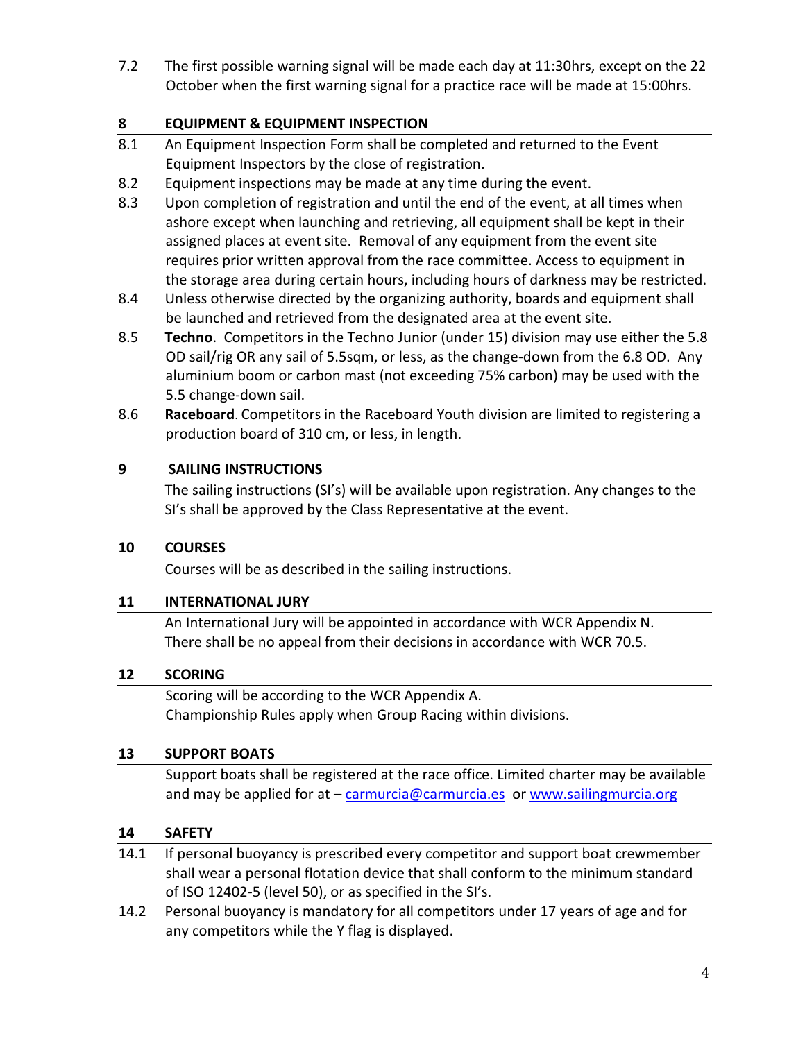7.2 The first possible warning signal will be made each day at 11:30hrs, except on the 22 October when the first warning signal for a practice race will be made at 15:00hrs.

## 8 EQUIPMENT & EQUIPMENT INSPECTION

8.1 An Equipment Inspection Form shall be completed and returned to the Event Equipment Inspectors by the close of registration.

8.2 Equipment inspections may be made at any time during the event.

8.3 Upon completion of registration and until the end of the event, at all times when ashore except when launching and retrieving, all equipment shall be kept in their assigned places at event site. Removal of any equipment from the event site requires prior written approval from the race committee. Access to equipment in the storage area during certain hours, including hours of darkness may be restricted.

8.4 Unless otherwise directed by the organizing authority, boards and equipment shall be launched and retrieved from the designated area at the event site.

8.5 **Techno**. Competitors in the Techno Junior (under 15) division may use either the 5.8 OD sail/rig OR any sail of 5.5sqm, or less, as the change-down from the 6.8 OD. Any aluminium boom or carbon mast (not exceeding 75% carbon) may be used with the 5.5 change-down sail.

8.6 **Raceboard**. Competitors in the Raceboard Youth division are limited to registering a production board of 310 cm, or less, in length.

## 9 SAILING INSTRUCTIONS

The sailing instructions (SI's) will be available upon registration. Any changes to the SI's shall be approved by the Class Representative at the event.

## 10 COURSES

Courses will be as described in the sailing instructions.

## 11 INTERNATIONAL JURY

An International Jury will be appointed in accordance with WCR Appendix N. There shall be no appeal from their decisions in accordance with WCR 70.5.

## 12 SCORING

Scoring will be according to the WCR Appendix A.
Championship Rules apply when Group Racing within divisions.

## 13 SUPPORT BOATS

Support boats shall be registered at the race office. Limited charter may be available and may be applied for at – carmurcia@carmurcia.es or www.sailingmurcia.org

## 14 SAFETY

14.1 If personal buoyancy is prescribed every competitor and support boat crewmember shall wear a personal flotation device that shall conform to the minimum standard of ISO 12402-5 (level 50), or as specified in the SI's.

14.2 Personal buoyancy is mandatory for all competitors under 17 years of age and for any competitors while the Y flag is displayed.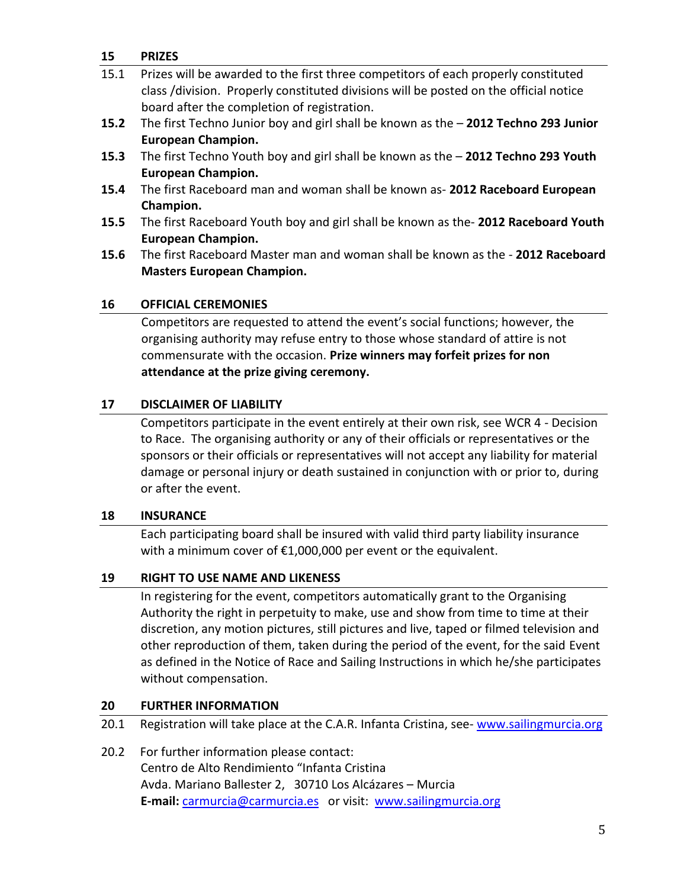## 15 PRIZES

15.1 Prizes will be awarded to the first three competitors of each properly constituted class /division. Properly constituted divisions will be posted on the official notice board after the completion of registration.

**15.2** The first Techno Junior boy and girl shall be known as the – **2012 Techno 293 Junior European Champion.**

**15.3** The first Techno Youth boy and girl shall be known as the – **2012 Techno 293 Youth European Champion.**

**15.4** The first Raceboard man and woman shall be known as- **2012 Raceboard European Champion.**

**15.5** The first Raceboard Youth boy and girl shall be known as the- **2012 Raceboard Youth European Champion.**

**15.6** The first Raceboard Master man and woman shall be known as the - **2012 Raceboard Masters European Champion.**

## 16 OFFICIAL CEREMONIES

Competitors are requested to attend the event's social functions; however, the organising authority may refuse entry to those whose standard of attire is not commensurate with the occasion. **Prize winners may forfeit prizes for non attendance at the prize giving ceremony.**

## 17 DISCLAIMER OF LIABILITY

Competitors participate in the event entirely at their own risk, see WCR 4 - Decision to Race. The organising authority or any of their officials or representatives or the sponsors or their officials or representatives will not accept any liability for material damage or personal injury or death sustained in conjunction with or prior to, during or after the event.

## 18 INSURANCE

Each participating board shall be insured with valid third party liability insurance with a minimum cover of €1,000,000 per event or the equivalent.

## 19 RIGHT TO USE NAME AND LIKENESS

In registering for the event, competitors automatically grant to the Organising Authority the right in perpetuity to make, use and show from time to time at their discretion, any motion pictures, still pictures and live, taped or filmed television and other reproduction of them, taken during the period of the event, for the said Event as defined in the Notice of Race and Sailing Instructions in which he/she participates without compensation.

## 20 FURTHER INFORMATION

20.1 Registration will take place at the C.A.R. Infanta Cristina, see- www.sailingmurcia.org

20.2 For further information please contact:
Centro de Alto Rendimiento "Infanta Cristina
Avda. Mariano Ballester 2, 30710 Los Alcázares – Murcia
**E-mail:** carmurcia@carmurcia.es or visit: www.sailingmurcia.org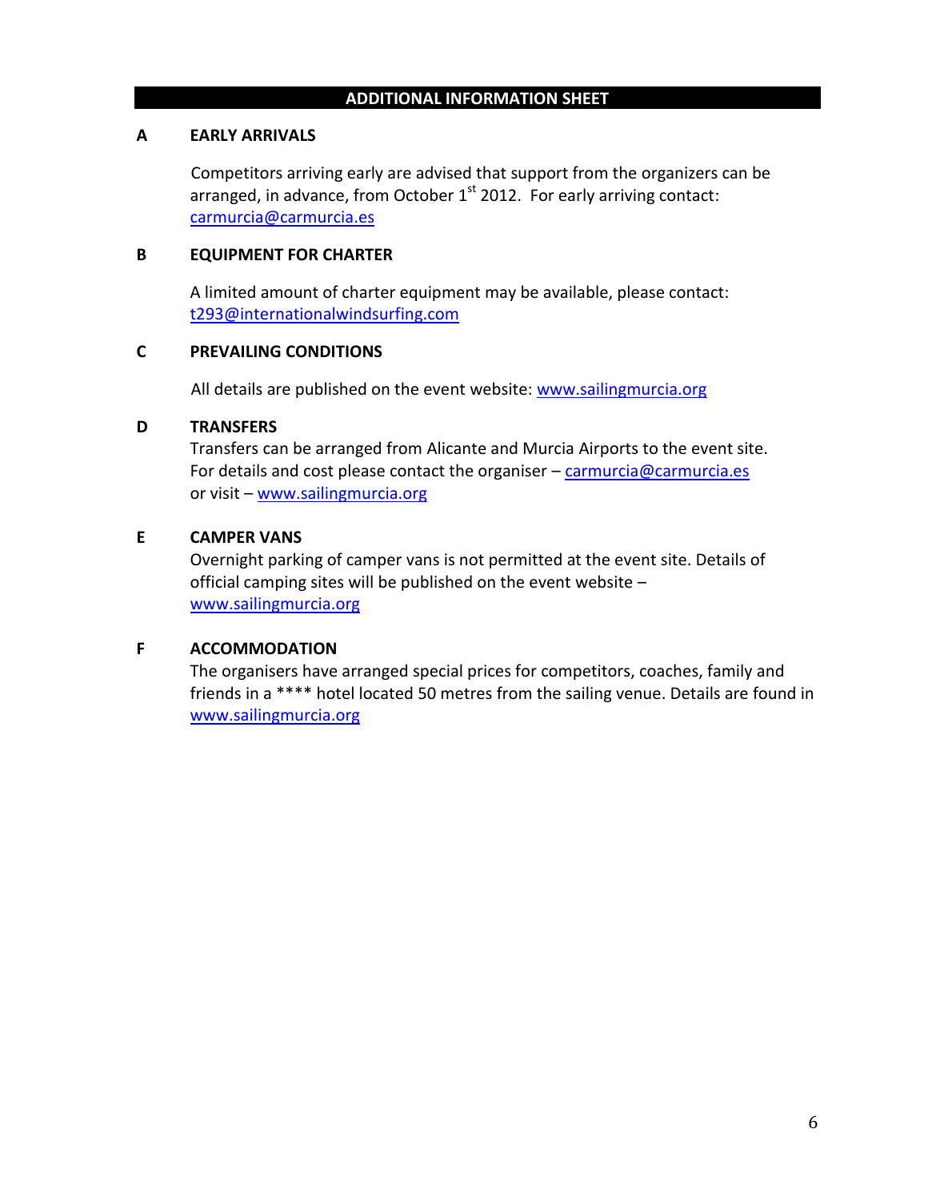## ADDITIONAL INFORMATION SHEET

**A EARLY ARRIVALS**

Competitors arriving early are advised that support from the organizers can be arranged, in advance, from October 1st 2012. For early arriving contact: carmurcia@carmurcia.es

**B EQUIPMENT FOR CHARTER**

A limited amount of charter equipment may be available, please contact: t293@internationalwindsurfing.com

**C PREVAILING CONDITIONS**

All details are published on the event website: www.sailingmurcia.org

**D TRANSFERS**

Transfers can be arranged from Alicante and Murcia Airports to the event site. For details and cost please contact the organiser – carmurcia@carmurcia.es or visit – www.sailingmurcia.org

**E CAMPER VANS**

Overnight parking of camper vans is not permitted at the event site. Details of official camping sites will be published on the event website – www.sailingmurcia.org

**F ACCOMMODATION**

The organisers have arranged special prices for competitors, coaches, family and friends in a **** hotel located 50 metres from the sailing venue. Details are found in www.sailingmurcia.org